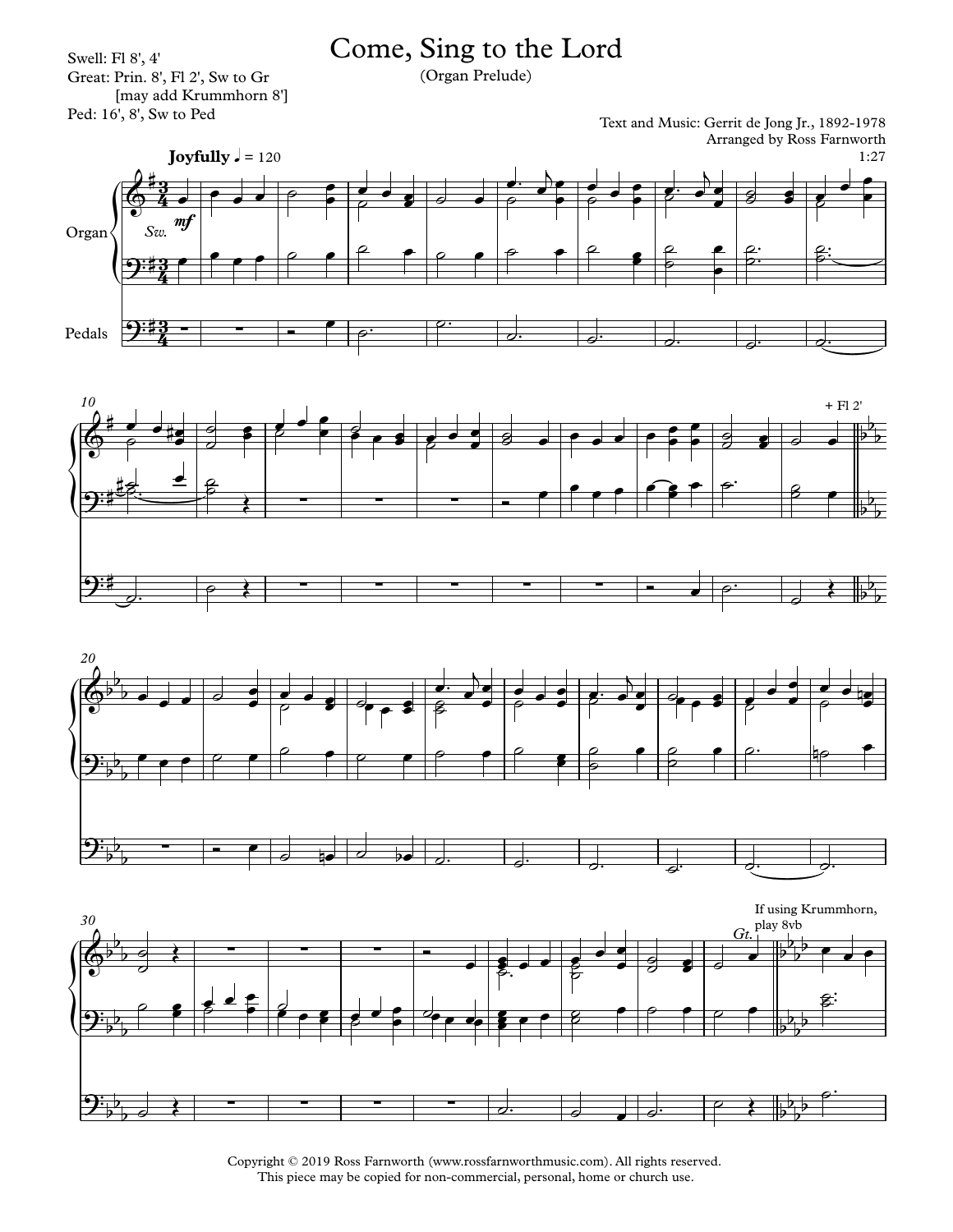Swell: Fl 8', 4'
Great: Prin. 8', Fl 2', Sw to Gr
[may add Krummhorn 8']
Ped: 16', 8', Sw to Ped

# Come, Sing to the Lord

(Organ Prelude)

Text and Music: Gerrit de Jong Jr., 1892-1978
Arranged by Ross Farnworth
1:27

**Joyfully** ♩ = 120

Organ

*Sw.* ***mf***

Pedals

+ Fl 2'

*Gt.*

If using Krummhorn, play 8vb

Copyright © 2019 Ross Farnworth (www.rossfarnworthmusic.com). All rights reserved.
This piece may be copied for non-commercial, personal, home or church use.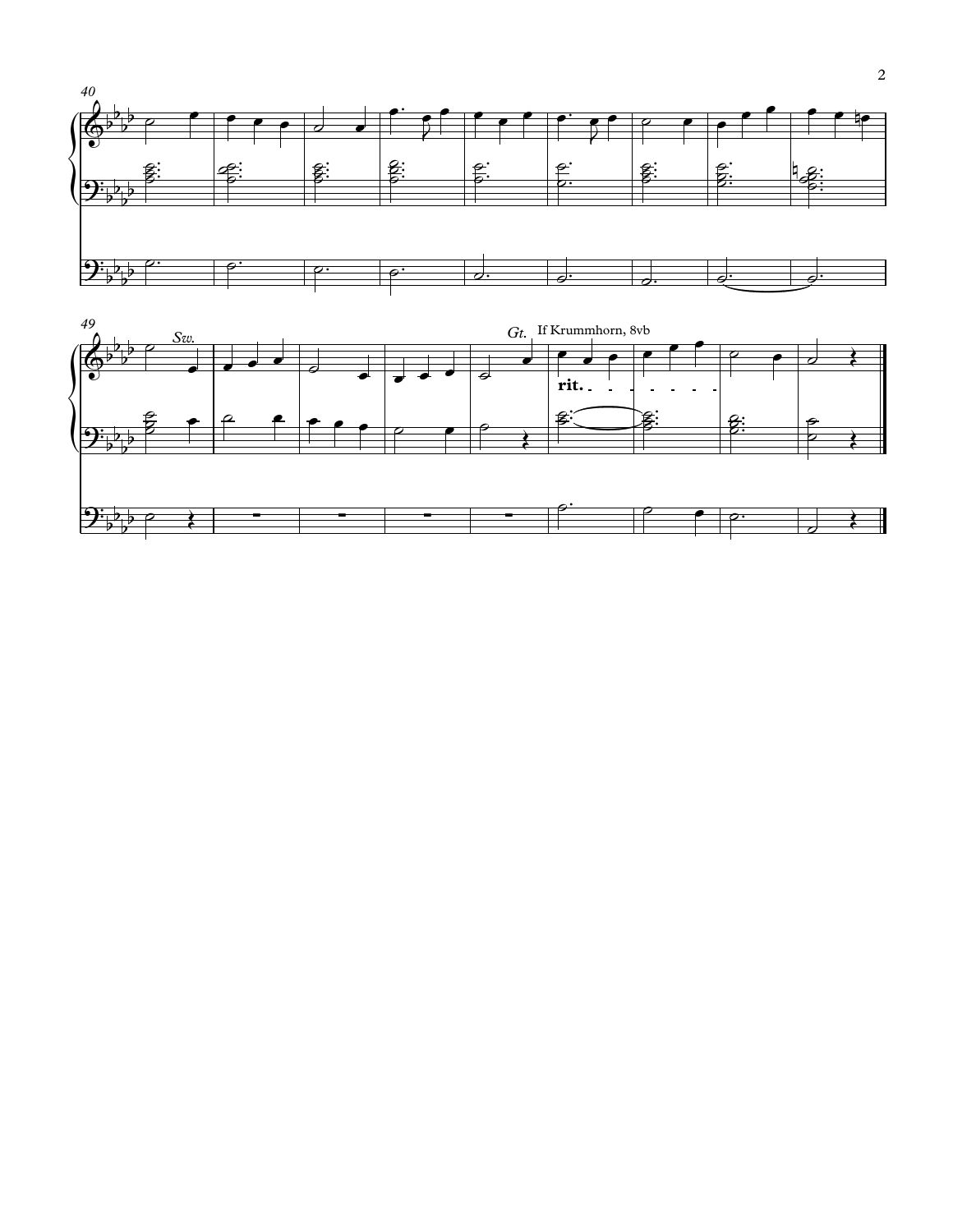40

49

*Sw.*

*Gt.* If Krummhorn, 8vb

**rit.**